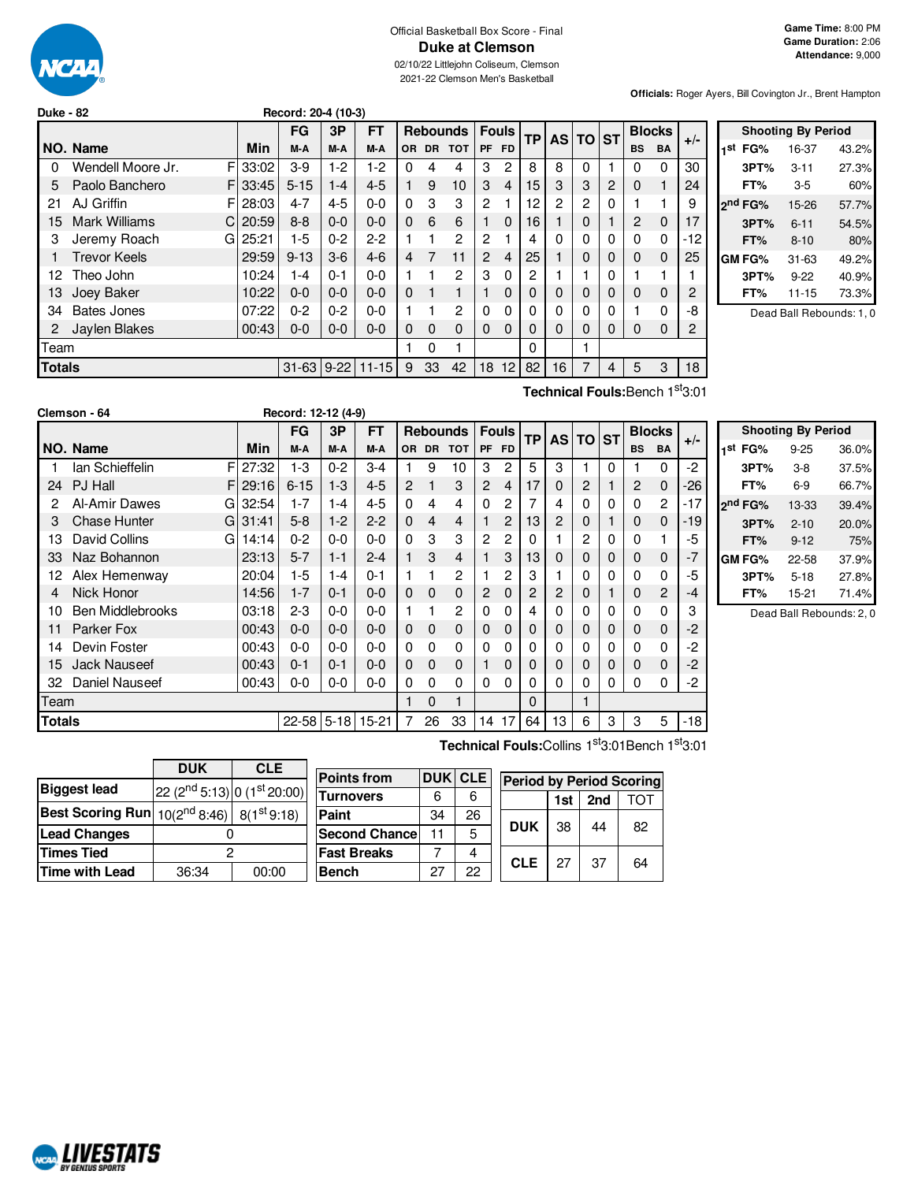Official Basketball Box Score - Final

# Duke at Clemson

02/10/22 Littlejohn Coliseum, Clemson

2021-22 Clemson Men's Basketball

**Game Time:** 8:00 PM
**Game Duration:** 2:06
**Attendance:** 9,000

**Officials:** Roger Ayers, Bill Covington Jr., Brent Hampton

## Duke - 82 — Record: 20-4 (10-3)

| NO. | Name | | Min | FG M-A | 3P M-A | FT M-A | OR | DR | TOT | PF | FD | TP | AS | TO | ST | BS | BA | +/- |
|---|---|---|---|---|---|---|---|---|---|---|---|---|---|---|---|---|---|---|
| 0 | Wendell Moore Jr. | F | 33:02 | 3-9 | 1-2 | 1-2 | 0 | 4 | 4 | 3 | 2 | 8 | 8 | 0 | 1 | 0 | 0 | 30 |
| 5 | Paolo Banchero | F | 33:45 | 5-15 | 1-4 | 4-5 | 1 | 9 | 10 | 3 | 4 | 15 | 3 | 3 | 2 | 0 | 1 | 24 |
| 21 | AJ Griffin | F | 28:03 | 4-7 | 4-5 | 0-0 | 0 | 3 | 3 | 2 | 1 | 12 | 2 | 2 | 0 | 1 | 1 | 9 |
| 15 | Mark Williams | C | 20:59 | 8-8 | 0-0 | 0-0 | 0 | 6 | 6 | 1 | 0 | 16 | 1 | 0 | 1 | 2 | 0 | 17 |
| 3 | Jeremy Roach | G | 25:21 | 1-5 | 0-2 | 2-2 | 1 | 1 | 2 | 2 | 1 | 4 | 0 | 0 | 0 | 0 | 0 | -12 |
| 1 | Trevor Keels | | 29:59 | 9-13 | 3-6 | 4-6 | 4 | 7 | 11 | 2 | 4 | 25 | 1 | 0 | 0 | 0 | 0 | 25 |
| 12 | Theo John | | 10:24 | 1-4 | 0-1 | 0-0 | 1 | 1 | 2 | 3 | 0 | 2 | 1 | 1 | 0 | 1 | 1 | 1 |
| 13 | Joey Baker | | 10:22 | 0-0 | 0-0 | 0-0 | 0 | 1 | 1 | 1 | 0 | 0 | 0 | 0 | 0 | 0 | 0 | 2 |
| 34 | Bates Jones | | 07:22 | 0-2 | 0-2 | 0-0 | 1 | 1 | 2 | 0 | 0 | 0 | 0 | 0 | 0 | 1 | 0 | -8 |
| 2 | Jaylen Blakes | | 00:43 | 0-0 | 0-0 | 0-0 | 0 | 0 | 0 | 0 | 0 | 0 | 0 | 0 | 0 | 0 | 0 | 2 |
| | Team | | | | | | 1 | 0 | 1 | | | 0 | | 1 | | | | |
| | **Totals** | | | 31-63 | 9-22 | 11-15 | 9 | 33 | 42 | 18 | 12 | 82 | 16 | 7 | 4 | 5 | 3 | 18 |

Technical Fouls: Bench 1st 3:01

| Shooting By Period | | |
|---|---|---|
| 1st FG% | 16-37 | 43.2% |
| 3PT% | 3-11 | 27.3% |
| FT% | 3-5 | 60% |
| 2nd FG% | 15-26 | 57.7% |
| 3PT% | 6-11 | 54.5% |
| FT% | 8-10 | 80% |
| GM FG% | 31-63 | 49.2% |
| 3PT% | 9-22 | 40.9% |
| FT% | 11-15 | 73.3% |

Dead Ball Rebounds: 1, 0

## Clemson - 64 — Record: 12-12 (4-9)

| NO. | Name | | Min | FG M-A | 3P M-A | FT M-A | OR | DR | TOT | PF | FD | TP | AS | TO | ST | BS | BA | +/- |
|---|---|---|---|---|---|---|---|---|---|---|---|---|---|---|---|---|---|---|
| 1 | Ian Schieffelin | F | 27:32 | 1-3 | 0-2 | 3-4 | 1 | 9 | 10 | 3 | 2 | 5 | 3 | 1 | 0 | 1 | 0 | -2 |
| 24 | PJ Hall | F | 29:16 | 6-15 | 1-3 | 4-5 | 2 | 1 | 3 | 2 | 4 | 17 | 0 | 2 | 1 | 2 | 0 | -26 |
| 2 | Al-Amir Dawes | G | 32:54 | 1-7 | 1-4 | 4-5 | 0 | 4 | 4 | 0 | 2 | 7 | 4 | 0 | 0 | 0 | 2 | -17 |
| 3 | Chase Hunter | G | 31:41 | 5-8 | 1-2 | 2-2 | 0 | 4 | 4 | 1 | 2 | 13 | 2 | 0 | 1 | 0 | 0 | -19 |
| 13 | David Collins | G | 14:14 | 0-2 | 0-0 | 0-0 | 0 | 3 | 3 | 2 | 2 | 0 | 1 | 2 | 0 | 0 | 1 | -5 |
| 33 | Naz Bohannon | | 23:13 | 5-7 | 1-1 | 2-4 | 1 | 3 | 4 | 1 | 3 | 13 | 0 | 0 | 0 | 0 | 0 | -7 |
| 12 | Alex Hemenway | | 20:04 | 1-5 | 1-4 | 0-1 | 1 | 1 | 2 | 1 | 2 | 3 | 1 | 0 | 0 | 0 | 0 | -5 |
| 4 | Nick Honor | | 14:56 | 1-7 | 0-1 | 0-0 | 0 | 0 | 0 | 2 | 0 | 2 | 2 | 0 | 1 | 0 | 2 | -4 |
| 10 | Ben Middlebrooks | | 03:18 | 2-3 | 0-0 | 0-0 | 1 | 1 | 2 | 0 | 0 | 4 | 0 | 0 | 0 | 0 | 0 | 3 |
| 11 | Parker Fox | | 00:43 | 0-0 | 0-0 | 0-0 | 0 | 0 | 0 | 0 | 0 | 0 | 0 | 0 | 0 | 0 | 0 | -2 |
| 14 | Devin Foster | | 00:43 | 0-0 | 0-0 | 0-0 | 0 | 0 | 0 | 0 | 0 | 0 | 0 | 0 | 0 | 0 | 0 | -2 |
| 15 | Jack Nauseef | | 00:43 | 0-1 | 0-1 | 0-0 | 0 | 0 | 0 | 1 | 0 | 0 | 0 | 0 | 0 | 0 | 0 | -2 |
| 32 | Daniel Nauseef | | 00:43 | 0-0 | 0-0 | 0-0 | 0 | 0 | 0 | 0 | 0 | 0 | 0 | 0 | 0 | 0 | 0 | -2 |
| | Team | | | | | | 1 | 0 | 1 | | | 0 | | 1 | | | | |
| | **Totals** | | | 22-58 | 5-18 | 15-21 | 7 | 26 | 33 | 14 | 17 | 64 | 13 | 6 | 3 | 3 | 5 | -18 |

Technical Fouls: Collins 1st 3:01 Bench 1st 3:01

| Shooting By Period | | |
|---|---|---|
| 1st FG% | 9-25 | 36.0% |
| 3PT% | 3-8 | 37.5% |
| FT% | 6-9 | 66.7% |
| 2nd FG% | 13-33 | 39.4% |
| 3PT% | 2-10 | 20.0% |
| FT% | 9-12 | 75% |
| GM FG% | 22-58 | 37.9% |
| 3PT% | 5-18 | 27.8% |
| FT% | 15-21 | 71.4% |

Dead Ball Rebounds: 2, 0

| | DUK | CLE |
|---|---|---|
| Biggest lead | 22 (2nd 5:13) | 0 (1st 20:00) |
| Best Scoring Run | 10(2nd 8:46) | 8(1st 9:18) |
| Lead Changes | 0 | |
| Times Tied | 2 | |
| Time with Lead | 36:34 | 00:00 |

| Points from | DUK | CLE |
|---|---|---|
| Turnovers | 6 | 6 |
| Paint | 34 | 26 |
| Second Chance | 11 | 5 |
| Fast Breaks | 7 | 4 |
| Bench | 27 | 22 |

| Period by Period Scoring | 1st | 2nd | TOT |
|---|---|---|---|
| DUK | 38 | 44 | 82 |
| CLE | 27 | 37 | 64 |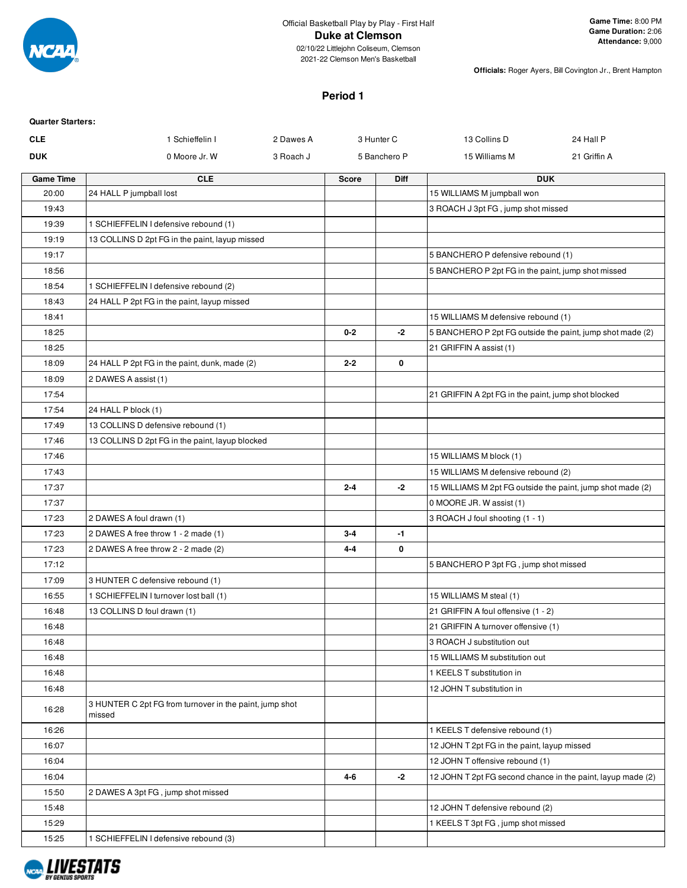Official Basketball Play by Play - First Half

# Duke at Clemson

02/10/22 Littlejohn Coliseum, Clemson
2021-22 Clemson Men's Basketball

**Game Time:** 8:00 PM
**Game Duration:** 2:06
**Attendance:** 9,000

**Officials:** Roger Ayers, Bill Covington Jr., Brent Hampton

## Period 1

**Quarter Starters:**

| | | | | | |
|---|---|---|---|---|---|
| **CLE** | 1 Schieffelin I | 2 Dawes A | 3 Hunter C | 13 Collins D | 24 Hall P |
| **DUK** | 0 Moore Jr. W | 3 Roach J | 5 Banchero P | 15 Williams M | 21 Griffin A |

| Game Time | CLE | Score | Diff | DUK |
|---|---|---|---|---|
| 20:00 | 24 HALL P jumpball lost | | | 15 WILLIAMS M jumpball won |
| 19:43 | | | | 3 ROACH J 3pt FG , jump shot missed |
| 19:39 | 1 SCHIEFFELIN I defensive rebound (1) | | | |
| 19:19 | 13 COLLINS D 2pt FG in the paint, layup missed | | | |
| 19:17 | | | | 5 BANCHERO P defensive rebound (1) |
| 18:56 | | | | 5 BANCHERO P 2pt FG in the paint, jump shot missed |
| 18:54 | 1 SCHIEFFELIN I defensive rebound (2) | | | |
| 18:43 | 24 HALL P 2pt FG in the paint, layup missed | | | |
| 18:41 | | | | 15 WILLIAMS M defensive rebound (1) |
| 18:25 | | 0-2 | -2 | 5 BANCHERO P 2pt FG outside the paint, jump shot made (2) |
| 18:25 | | | | 21 GRIFFIN A assist (1) |
| 18:09 | 24 HALL P 2pt FG in the paint, dunk, made (2) | 2-2 | 0 | |
| 18:09 | 2 DAWES A assist (1) | | | |
| 17:54 | | | | 21 GRIFFIN A 2pt FG in the paint, jump shot blocked |
| 17:54 | 24 HALL P block (1) | | | |
| 17:49 | 13 COLLINS D defensive rebound (1) | | | |
| 17:46 | 13 COLLINS D 2pt FG in the paint, layup blocked | | | |
| 17:46 | | | | 15 WILLIAMS M block (1) |
| 17:43 | | | | 15 WILLIAMS M defensive rebound (2) |
| 17:37 | | 2-4 | -2 | 15 WILLIAMS M 2pt FG outside the paint, jump shot made (2) |
| 17:37 | | | | 0 MOORE JR. W assist (1) |
| 17:23 | 2 DAWES A foul drawn (1) | | | 3 ROACH J foul shooting (1 - 1) |
| 17:23 | 2 DAWES A free throw 1 - 2 made (1) | 3-4 | -1 | |
| 17:23 | 2 DAWES A free throw 2 - 2 made (2) | 4-4 | 0 | |
| 17:12 | | | | 5 BANCHERO P 3pt FG , jump shot missed |
| 17:09 | 3 HUNTER C defensive rebound (1) | | | |
| 16:55 | 1 SCHIEFFELIN I turnover lost ball (1) | | | 15 WILLIAMS M steal (1) |
| 16:48 | 13 COLLINS D foul drawn (1) | | | 21 GRIFFIN A foul offensive (1 - 2) |
| 16:48 | | | | 21 GRIFFIN A turnover offensive (1) |
| 16:48 | | | | 3 ROACH J substitution out |
| 16:48 | | | | 15 WILLIAMS M substitution out |
| 16:48 | | | | 1 KEELS T substitution in |
| 16:48 | | | | 12 JOHN T substitution in |
| 16:28 | 3 HUNTER C 2pt FG from turnover in the paint, jump shot missed | | | |
| 16:26 | | | | 1 KEELS T defensive rebound (1) |
| 16:07 | | | | 12 JOHN T 2pt FG in the paint, layup missed |
| 16:04 | | | | 12 JOHN T offensive rebound (1) |
| 16:04 | | 4-6 | -2 | 12 JOHN T 2pt FG second chance in the paint, layup made (2) |
| 15:50 | 2 DAWES A 3pt FG , jump shot missed | | | |
| 15:48 | | | | 12 JOHN T defensive rebound (2) |
| 15:29 | | | | 1 KEELS T 3pt FG , jump shot missed |
| 15:25 | 1 SCHIEFFELIN I defensive rebound (3) | | | |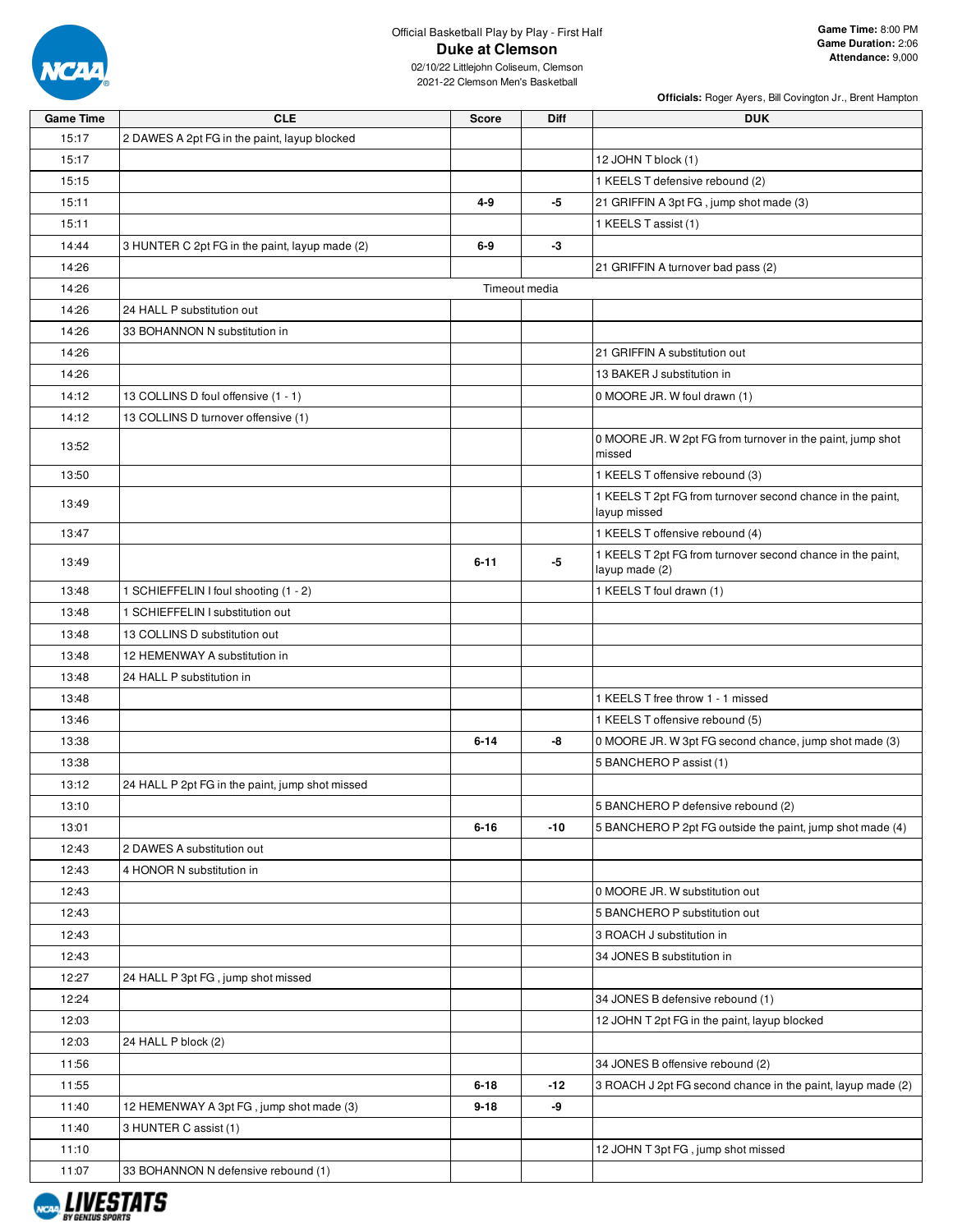Official Basketball Play by Play - First Half

# Duke at Clemson

02/10/22 Littlejohn Coliseum, Clemson
2021-22 Clemson Men's Basketball

**Game Time:** 8:00 PM
**Game Duration:** 2:06
**Attendance:** 9,000

**Officials:** Roger Ayers, Bill Covington Jr., Brent Hampton

| Game Time | CLE | Score | Diff | DUK |
|---|---|---|---|---|
| 15:17 | 2 DAWES A 2pt FG in the paint, layup blocked | | | |
| 15:17 | | | | 12 JOHN T block (1) |
| 15:15 | | | | 1 KEELS T defensive rebound (2) |
| 15:11 | | 4-9 | -5 | 21 GRIFFIN A 3pt FG , jump shot made (3) |
| 15:11 | | | | 1 KEELS T assist (1) |
| 14:44 | 3 HUNTER C 2pt FG in the paint, layup made (2) | 6-9 | -3 | |
| 14:26 | | | | 21 GRIFFIN A turnover bad pass (2) |
| 14:26 | Timeout media | | | |
| 14:26 | 24 HALL P substitution out | | | |
| 14:26 | 33 BOHANNON N substitution in | | | |
| 14:26 | | | | 21 GRIFFIN A substitution out |
| 14:26 | | | | 13 BAKER J substitution in |
| 14:12 | 13 COLLINS D foul offensive (1 - 1) | | | 0 MOORE JR. W foul drawn (1) |
| 14:12 | 13 COLLINS D turnover offensive (1) | | | |
| 13:52 | | | | 0 MOORE JR. W 2pt FG from turnover in the paint, jump shot missed |
| 13:50 | | | | 1 KEELS T offensive rebound (3) |
| 13:49 | | | | 1 KEELS T 2pt FG from turnover second chance in the paint, layup missed |
| 13:47 | | | | 1 KEELS T offensive rebound (4) |
| 13:49 | | 6-11 | -5 | 1 KEELS T 2pt FG from turnover second chance in the paint, layup made (2) |
| 13:48 | 1 SCHIEFFELIN I foul shooting (1 - 2) | | | 1 KEELS T foul drawn (1) |
| 13:48 | 1 SCHIEFFELIN I substitution out | | | |
| 13:48 | 13 COLLINS D substitution out | | | |
| 13:48 | 12 HEMENWAY A substitution in | | | |
| 13:48 | 24 HALL P substitution in | | | |
| 13:48 | | | | 1 KEELS T free throw 1 - 1 missed |
| 13:46 | | | | 1 KEELS T offensive rebound (5) |
| 13:38 | | 6-14 | -8 | 0 MOORE JR. W 3pt FG second chance, jump shot made (3) |
| 13:38 | | | | 5 BANCHERO P assist (1) |
| 13:12 | 24 HALL P 2pt FG in the paint, jump shot missed | | | |
| 13:10 | | | | 5 BANCHERO P defensive rebound (2) |
| 13:01 | | 6-16 | -10 | 5 BANCHERO P 2pt FG outside the paint, jump shot made (4) |
| 12:43 | 2 DAWES A substitution out | | | |
| 12:43 | 4 HONOR N substitution in | | | |
| 12:43 | | | | 0 MOORE JR. W substitution out |
| 12:43 | | | | 5 BANCHERO P substitution out |
| 12:43 | | | | 3 ROACH J substitution in |
| 12:43 | | | | 34 JONES B substitution in |
| 12:27 | 24 HALL P 3pt FG , jump shot missed | | | |
| 12:24 | | | | 34 JONES B defensive rebound (1) |
| 12:03 | | | | 12 JOHN T 2pt FG in the paint, layup blocked |
| 12:03 | 24 HALL P block (2) | | | |
| 11:56 | | | | 34 JONES B offensive rebound (2) |
| 11:55 | | 6-18 | -12 | 3 ROACH J 2pt FG second chance in the paint, layup made (2) |
| 11:40 | 12 HEMENWAY A 3pt FG , jump shot made (3) | 9-18 | -9 | |
| 11:40 | 3 HUNTER C assist (1) | | | |
| 11:10 | | | | 12 JOHN T 3pt FG , jump shot missed |
| 11:07 | 33 BOHANNON N defensive rebound (1) | | | |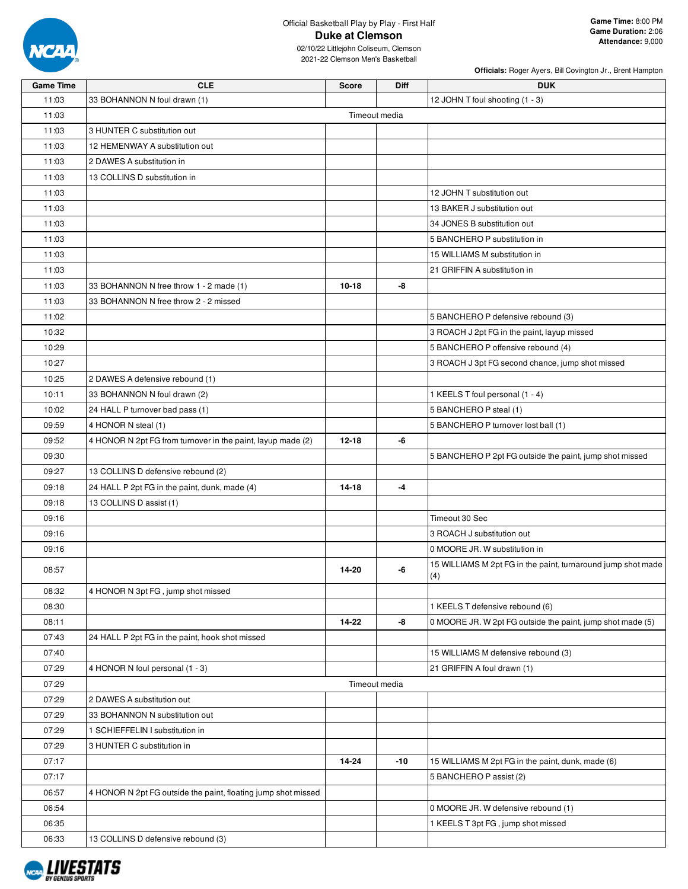Official Basketball Play by Play - First Half

# Duke at Clemson

02/10/22 Littlejohn Coliseum, Clemson
2021-22 Clemson Men's Basketball

**Game Time:** 8:00 PM
**Game Duration:** 2:06
**Attendance:** 9,000

**Officials:** Roger Ayers, Bill Covington Jr., Brent Hampton

| Game Time | CLE | Score | Diff | DUK |
|---|---|---|---|---|
| 11:03 | 33 BOHANNON N foul drawn (1) | | | 12 JOHN T foul shooting (1 - 3) |
| 11:03 | | Timeout media | | |
| 11:03 | 3 HUNTER C substitution out | | | |
| 11:03 | 12 HEMENWAY A substitution out | | | |
| 11:03 | 2 DAWES A substitution in | | | |
| 11:03 | 13 COLLINS D substitution in | | | |
| 11:03 | | | | 12 JOHN T substitution out |
| 11:03 | | | | 13 BAKER J substitution out |
| 11:03 | | | | 34 JONES B substitution out |
| 11:03 | | | | 5 BANCHERO P substitution in |
| 11:03 | | | | 15 WILLIAMS M substitution in |
| 11:03 | | | | 21 GRIFFIN A substitution in |
| 11:03 | 33 BOHANNON N free throw 1 - 2 made (1) | 10-18 | -8 | |
| 11:03 | 33 BOHANNON N free throw 2 - 2 missed | | | |
| 11:02 | | | | 5 BANCHERO P defensive rebound (3) |
| 10:32 | | | | 3 ROACH J 2pt FG in the paint, layup missed |
| 10:29 | | | | 5 BANCHERO P offensive rebound (4) |
| 10:27 | | | | 3 ROACH J 3pt FG second chance, jump shot missed |
| 10:25 | 2 DAWES A defensive rebound (1) | | | |
| 10:11 | 33 BOHANNON N foul drawn (2) | | | 1 KEELS T foul personal (1 - 4) |
| 10:02 | 24 HALL P turnover bad pass (1) | | | 5 BANCHERO P steal (1) |
| 09:59 | 4 HONOR N steal (1) | | | 5 BANCHERO P turnover lost ball (1) |
| 09:52 | 4 HONOR N 2pt FG from turnover in the paint, layup made (2) | 12-18 | -6 | |
| 09:30 | | | | 5 BANCHERO P 2pt FG outside the paint, jump shot missed |
| 09:27 | 13 COLLINS D defensive rebound (2) | | | |
| 09:18 | 24 HALL P 2pt FG in the paint, dunk, made (4) | 14-18 | -4 | |
| 09:18 | 13 COLLINS D assist (1) | | | |
| 09:16 | | | | Timeout 30 Sec |
| 09:16 | | | | 3 ROACH J substitution out |
| 09:16 | | | | 0 MOORE JR. W substitution in |
| 08:57 | | 14-20 | -6 | 15 WILLIAMS M 2pt FG in the paint, turnaround jump shot made (4) |
| 08:32 | 4 HONOR N 3pt FG , jump shot missed | | | |
| 08:30 | | | | 1 KEELS T defensive rebound (6) |
| 08:11 | | 14-22 | -8 | 0 MOORE JR. W 2pt FG outside the paint, jump shot made (5) |
| 07:43 | 24 HALL P 2pt FG in the paint, hook shot missed | | | |
| 07:40 | | | | 15 WILLIAMS M defensive rebound (3) |
| 07:29 | 4 HONOR N foul personal (1 - 3) | | | 21 GRIFFIN A foul drawn (1) |
| 07:29 | | Timeout media | | |
| 07:29 | 2 DAWES A substitution out | | | |
| 07:29 | 33 BOHANNON N substitution out | | | |
| 07:29 | 1 SCHIEFFELIN I substitution in | | | |
| 07:29 | 3 HUNTER C substitution in | | | |
| 07:17 | | 14-24 | -10 | 15 WILLIAMS M 2pt FG in the paint, dunk, made (6) |
| 07:17 | | | | 5 BANCHERO P assist (2) |
| 06:57 | 4 HONOR N 2pt FG outside the paint, floating jump shot missed | | | |
| 06:54 | | | | 0 MOORE JR. W defensive rebound (1) |
| 06:35 | | | | 1 KEELS T 3pt FG , jump shot missed |
| 06:33 | 13 COLLINS D defensive rebound (3) | | | |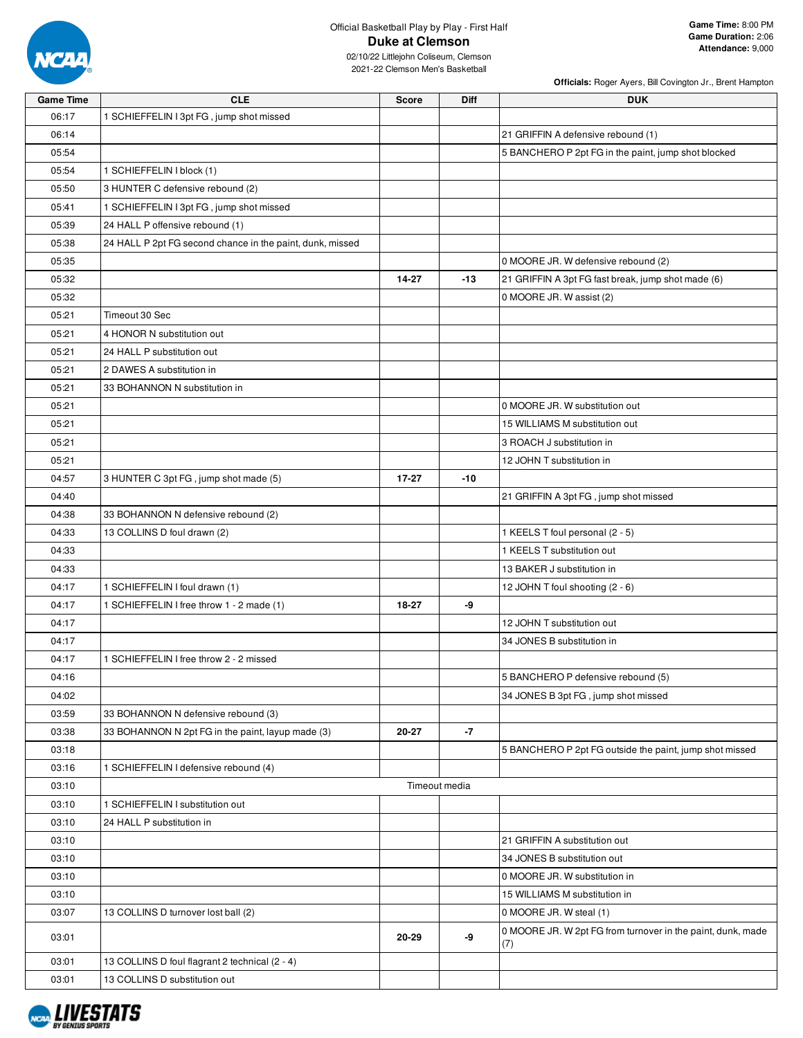Official Basketball Play by Play - First Half

# Duke at Clemson

02/10/22 Littlejohn Coliseum, Clemson
2021-22 Clemson Men's Basketball

**Game Time:** 8:00 PM
**Game Duration:** 2:06
**Attendance:** 9,000

**Officials:** Roger Ayers, Bill Covington Jr., Brent Hampton

| Game Time | CLE | Score | Diff | DUK |
|---|---|---|---|---|
| 06:17 | 1 SCHIEFFELIN I 3pt FG , jump shot missed | | | |
| 06:14 | | | | 21 GRIFFIN A defensive rebound (1) |
| 05:54 | | | | 5 BANCHERO P 2pt FG in the paint, jump shot blocked |
| 05:54 | 1 SCHIEFFELIN I block (1) | | | |
| 05:50 | 3 HUNTER C defensive rebound (2) | | | |
| 05:41 | 1 SCHIEFFELIN I 3pt FG , jump shot missed | | | |
| 05:39 | 24 HALL P offensive rebound (1) | | | |
| 05:38 | 24 HALL P 2pt FG second chance in the paint, dunk, missed | | | |
| 05:35 | | | | 0 MOORE JR. W defensive rebound (2) |
| 05:32 | | 14-27 | -13 | 21 GRIFFIN A 3pt FG fast break, jump shot made (6) |
| 05:32 | | | | 0 MOORE JR. W assist (2) |
| 05:21 | Timeout 30 Sec | | | |
| 05:21 | 4 HONOR N substitution out | | | |
| 05:21 | 24 HALL P substitution out | | | |
| 05:21 | 2 DAWES A substitution in | | | |
| 05:21 | 33 BOHANNON N substitution in | | | |
| 05:21 | | | | 0 MOORE JR. W substitution out |
| 05:21 | | | | 15 WILLIAMS M substitution out |
| 05:21 | | | | 3 ROACH J substitution in |
| 05:21 | | | | 12 JOHN T substitution in |
| 04:57 | 3 HUNTER C 3pt FG , jump shot made (5) | 17-27 | -10 | |
| 04:40 | | | | 21 GRIFFIN A 3pt FG , jump shot missed |
| 04:38 | 33 BOHANNON N defensive rebound (2) | | | |
| 04:33 | 13 COLLINS D foul drawn (2) | | | 1 KEELS T foul personal (2 - 5) |
| 04:33 | | | | 1 KEELS T substitution out |
| 04:33 | | | | 13 BAKER J substitution in |
| 04:17 | 1 SCHIEFFELIN I foul drawn (1) | | | 12 JOHN T foul shooting (2 - 6) |
| 04:17 | 1 SCHIEFFELIN I free throw 1 - 2 made (1) | 18-27 | -9 | |
| 04:17 | | | | 12 JOHN T substitution out |
| 04:17 | | | | 34 JONES B substitution in |
| 04:17 | 1 SCHIEFFELIN I free throw 2 - 2 missed | | | |
| 04:16 | | | | 5 BANCHERO P defensive rebound (5) |
| 04:02 | | | | 34 JONES B 3pt FG , jump shot missed |
| 03:59 | 33 BOHANNON N defensive rebound (3) | | | |
| 03:38 | 33 BOHANNON N 2pt FG in the paint, layup made (3) | 20-27 | -7 | |
| 03:18 | | | | 5 BANCHERO P 2pt FG outside the paint, jump shot missed |
| 03:16 | 1 SCHIEFFELIN I defensive rebound (4) | | | |
| 03:10 | Timeout media | | | |
| 03:10 | 1 SCHIEFFELIN I substitution out | | | |
| 03:10 | 24 HALL P substitution in | | | |
| 03:10 | | | | 21 GRIFFIN A substitution out |
| 03:10 | | | | 34 JONES B substitution out |
| 03:10 | | | | 0 MOORE JR. W substitution in |
| 03:10 | | | | 15 WILLIAMS M substitution in |
| 03:07 | 13 COLLINS D turnover lost ball (2) | | | 0 MOORE JR. W steal (1) |
| 03:01 | | 20-29 | -9 | 0 MOORE JR. W 2pt FG from turnover in the paint, dunk, made (7) |
| 03:01 | 13 COLLINS D foul flagrant 2 technical (2 - 4) | | | |
| 03:01 | 13 COLLINS D substitution out | | | |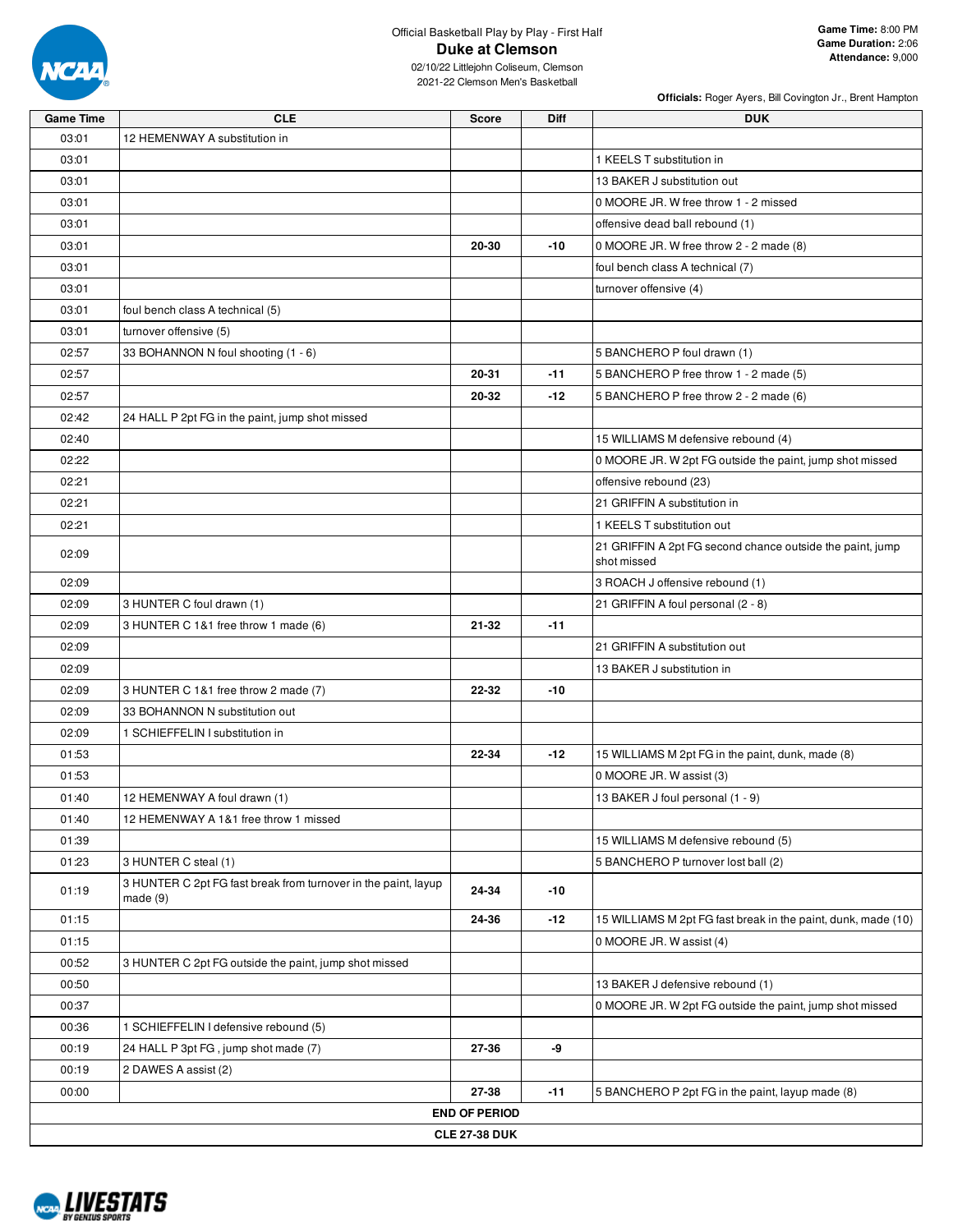Official Basketball Play by Play - First Half

# Duke at Clemson

02/10/22 Littlejohn Coliseum, Clemson
2021-22 Clemson Men's Basketball

**Game Time:** 8:00 PM
**Game Duration:** 2:06
**Attendance:** 9,000

**Officials:** Roger Ayers, Bill Covington Jr., Brent Hampton

| Game Time | CLE | Score | Diff | DUK |
|---|---|---|---|---|
| 03:01 | 12 HEMENWAY A substitution in | | | |
| 03:01 | | | | 1 KEELS T substitution in |
| 03:01 | | | | 13 BAKER J substitution out |
| 03:01 | | | | 0 MOORE JR. W free throw 1 - 2 missed |
| 03:01 | | | | offensive dead ball rebound (1) |
| 03:01 | | 20-30 | -10 | 0 MOORE JR. W free throw 2 - 2 made (8) |
| 03:01 | | | | foul bench class A technical (7) |
| 03:01 | | | | turnover offensive (4) |
| 03:01 | foul bench class A technical (5) | | | |
| 03:01 | turnover offensive (5) | | | |
| 02:57 | 33 BOHANNON N foul shooting (1 - 6) | | | 5 BANCHERO P foul drawn (1) |
| 02:57 | | 20-31 | -11 | 5 BANCHERO P free throw 1 - 2 made (5) |
| 02:57 | | 20-32 | -12 | 5 BANCHERO P free throw 2 - 2 made (6) |
| 02:42 | 24 HALL P 2pt FG in the paint, jump shot missed | | | |
| 02:40 | | | | 15 WILLIAMS M defensive rebound (4) |
| 02:22 | | | | 0 MOORE JR. W 2pt FG outside the paint, jump shot missed |
| 02:21 | | | | offensive rebound (23) |
| 02:21 | | | | 21 GRIFFIN A substitution in |
| 02:21 | | | | 1 KEELS T substitution out |
| 02:09 | | | | 21 GRIFFIN A 2pt FG second chance outside the paint, jump shot missed |
| 02:09 | | | | 3 ROACH J offensive rebound (1) |
| 02:09 | 3 HUNTER C foul drawn (1) | | | 21 GRIFFIN A foul personal (2 - 8) |
| 02:09 | 3 HUNTER C 1&1 free throw 1 made (6) | 21-32 | -11 | |
| 02:09 | | | | 21 GRIFFIN A substitution out |
| 02:09 | | | | 13 BAKER J substitution in |
| 02:09 | 3 HUNTER C 1&1 free throw 2 made (7) | 22-32 | -10 | |
| 02:09 | 33 BOHANNON N substitution out | | | |
| 02:09 | 1 SCHIEFFELIN I substitution in | | | |
| 01:53 | | 22-34 | -12 | 15 WILLIAMS M 2pt FG in the paint, dunk, made (8) |
| 01:53 | | | | 0 MOORE JR. W assist (3) |
| 01:40 | 12 HEMENWAY A foul drawn (1) | | | 13 BAKER J foul personal (1 - 9) |
| 01:40 | 12 HEMENWAY A 1&1 free throw 1 missed | | | |
| 01:39 | | | | 15 WILLIAMS M defensive rebound (5) |
| 01:23 | 3 HUNTER C steal (1) | | | 5 BANCHERO P turnover lost ball (2) |
| 01:19 | 3 HUNTER C 2pt FG fast break from turnover in the paint, layup made (9) | 24-34 | -10 | |
| 01:15 | | 24-36 | -12 | 15 WILLIAMS M 2pt FG fast break in the paint, dunk, made (10) |
| 01:15 | | | | 0 MOORE JR. W assist (4) |
| 00:52 | 3 HUNTER C 2pt FG outside the paint, jump shot missed | | | |
| 00:50 | | | | 13 BAKER J defensive rebound (1) |
| 00:37 | | | | 0 MOORE JR. W 2pt FG outside the paint, jump shot missed |
| 00:36 | 1 SCHIEFFELIN I defensive rebound (5) | | | |
| 00:19 | 24 HALL P 3pt FG , jump shot made (7) | 27-36 | -9 | |
| 00:19 | 2 DAWES A assist (2) | | | |
| 00:00 | | 27-38 | -11 | 5 BANCHERO P 2pt FG in the paint, layup made (8) |
| | | **END OF PERIOD** | | |
| | | **CLE 27-38 DUK** | | |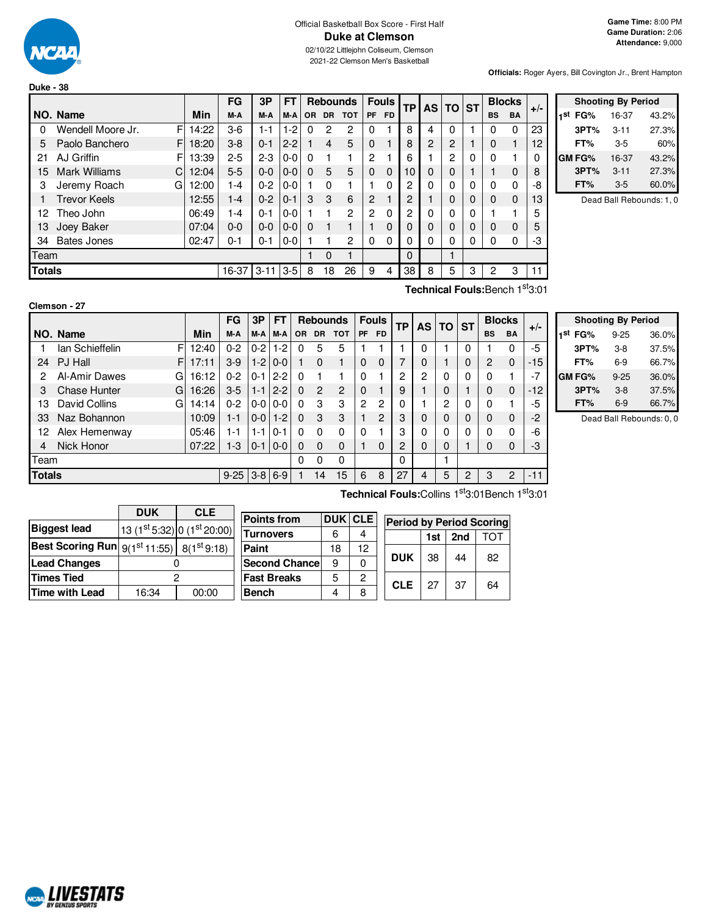Official Basketball Box Score - First Half

# Duke at Clemson

02/10/22 Littlejohn Coliseum, Clemson

2021-22 Clemson Men's Basketball

**Game Time:** 8:00 PM
**Game Duration:** 2:06
**Attendance:** 9,000

**Officials:** Roger Ayers, Bill Covington Jr., Brent Hampton

## Duke - 38

| NO. | Name | | Min | FG M-A | 3P M-A | FT M-A | Rebounds OR | DR | TOT | Fouls PF | FD | TP | AS | TO | ST | Blocks BS | BA | +/- |
|---|---|---|---|---|---|---|---|---|---|---|---|---|---|---|---|---|---|---|
| 0 | Wendell Moore Jr. | F | 14:22 | 3-6 | 1-1 | 1-2 | 0 | 2 | 2 | 0 | 1 | 8 | 4 | 0 | 1 | 0 | 0 | 23 |
| 5 | Paolo Banchero | F | 18:20 | 3-8 | 0-1 | 2-2 | 1 | 4 | 5 | 0 | 1 | 8 | 2 | 2 | 1 | 0 | 1 | 12 |
| 21 | AJ Griffin | F | 13:39 | 2-5 | 2-3 | 0-0 | 0 | 1 | 1 | 2 | 1 | 6 | 1 | 2 | 0 | 0 | 1 | 0 |
| 15 | Mark Williams | C | 12:04 | 5-5 | 0-0 | 0-0 | 0 | 5 | 5 | 0 | 0 | 10 | 0 | 0 | 1 | 1 | 0 | 8 |
| 3 | Jeremy Roach | G | 12:00 | 1-4 | 0-2 | 0-0 | 1 | 0 | 1 | 1 | 0 | 2 | 0 | 0 | 0 | 0 | 0 | -8 |
| 1 | Trevor Keels | | 12:55 | 1-4 | 0-2 | 0-1 | 3 | 3 | 6 | 2 | 1 | 2 | 1 | 0 | 0 | 0 | 0 | 13 |
| 12 | Theo John | | 06:49 | 1-4 | 0-1 | 0-0 | 1 | 1 | 2 | 2 | 0 | 2 | 0 | 0 | 0 | 1 | 1 | 5 |
| 13 | Joey Baker | | 07:04 | 0-0 | 0-0 | 0-0 | 0 | 1 | 1 | 1 | 0 | 0 | 0 | 0 | 0 | 0 | 0 | 5 |
| 34 | Bates Jones | | 02:47 | 0-1 | 0-1 | 0-0 | 1 | 1 | 2 | 0 | 0 | 0 | 0 | 0 | 0 | 0 | 0 | -3 |
| | Team | | | | | | 1 | 0 | 1 | | | 0 | | 1 | | | | |
| | **Totals** | | | 16-37 | 3-11 | 3-5 | 8 | 18 | 26 | 9 | 4 | 38 | 8 | 5 | 3 | 2 | 3 | 11 |

**Technical Fouls:** Bench 1st 3:01

| Shooting By Period | | | |
|---|---|---|---|
| 1st | FG% | 16-37 | 43.2% |
| | 3PT% | 3-11 | 27.3% |
| | FT% | 3-5 | 60% |
| GM | FG% | 16-37 | 43.2% |
| | 3PT% | 3-11 | 27.3% |
| | FT% | 3-5 | 60.0% |

Dead Ball Rebounds: 1, 0

## Clemson - 27

| NO. | Name | | Min | FG M-A | 3P M-A | FT M-A | Rebounds OR | DR | TOT | Fouls PF | FD | TP | AS | TO | ST | Blocks BS | BA | +/- |
|---|---|---|---|---|---|---|---|---|---|---|---|---|---|---|---|---|---|---|
| 1 | Ian Schieffelin | F | 12:40 | 0-2 | 0-2 | 1-2 | 0 | 5 | 5 | 1 | 1 | 1 | 0 | 1 | 0 | 1 | 0 | -5 |
| 24 | PJ Hall | F | 17:11 | 3-9 | 1-2 | 0-0 | 1 | 0 | 1 | 0 | 0 | 7 | 0 | 1 | 0 | 2 | 0 | -15 |
| 2 | Al-Amir Dawes | G | 16:12 | 0-2 | 0-1 | 2-2 | 0 | 1 | 1 | 0 | 1 | 2 | 2 | 0 | 0 | 0 | 1 | -7 |
| 3 | Chase Hunter | G | 16:26 | 3-5 | 1-1 | 2-2 | 0 | 2 | 2 | 0 | 1 | 9 | 1 | 0 | 1 | 0 | 0 | -12 |
| 13 | David Collins | G | 14:14 | 0-2 | 0-0 | 0-0 | 0 | 3 | 3 | 2 | 2 | 0 | 1 | 2 | 0 | 0 | 1 | -5 |
| 33 | Naz Bohannon | | 10:09 | 1-1 | 0-0 | 1-2 | 0 | 3 | 3 | 1 | 2 | 3 | 0 | 0 | 0 | 0 | 0 | -2 |
| 12 | Alex Hemenway | | 05:46 | 1-1 | 1-1 | 0-1 | 0 | 0 | 0 | 0 | 1 | 3 | 0 | 0 | 0 | 0 | 0 | -6 |
| 4 | Nick Honor | | 07:22 | 1-3 | 0-1 | 0-0 | 0 | 0 | 0 | 1 | 0 | 2 | 0 | 0 | 1 | 0 | 0 | -3 |
| | Team | | | | | | 0 | 0 | 0 | | | 0 | | 1 | | | | |
| | **Totals** | | | 9-25 | 3-8 | 6-9 | 1 | 14 | 15 | 6 | 8 | 27 | 4 | 5 | 2 | 3 | 2 | -11 |

**Technical Fouls:** Collins 1st 3:01 Bench 1st 3:01

| Shooting By Period | | | |
|---|---|---|---|
| 1st | FG% | 9-25 | 36.0% |
| | 3PT% | 3-8 | 37.5% |
| | FT% | 6-9 | 66.7% |
| GM | FG% | 9-25 | 36.0% |
| | 3PT% | 3-8 | 37.5% |
| | FT% | 6-9 | 66.7% |

Dead Ball Rebounds: 0, 0

| | DUK | CLE |
|---|---|---|
| **Biggest lead** | 13 (1st 5:32) | 0 (1st 20:00) |
| **Best Scoring Run** | 9(1st 11:55) | 8(1st 9:18) |
| **Lead Changes** | 0 | |
| **Times Tied** | 2 | |
| **Time with Lead** | 16:34 | 00:00 |

| Points from | DUK | CLE |
|---|---|---|
| Turnovers | 6 | 4 |
| Paint | 18 | 12 |
| Second Chance | 9 | 0 |
| Fast Breaks | 5 | 2 |
| Bench | 4 | 8 |

| Period by Period Scoring | 1st | 2nd | TOT |
|---|---|---|---|
| DUK | 38 | 44 | 82 |
| CLE | 27 | 37 | 64 |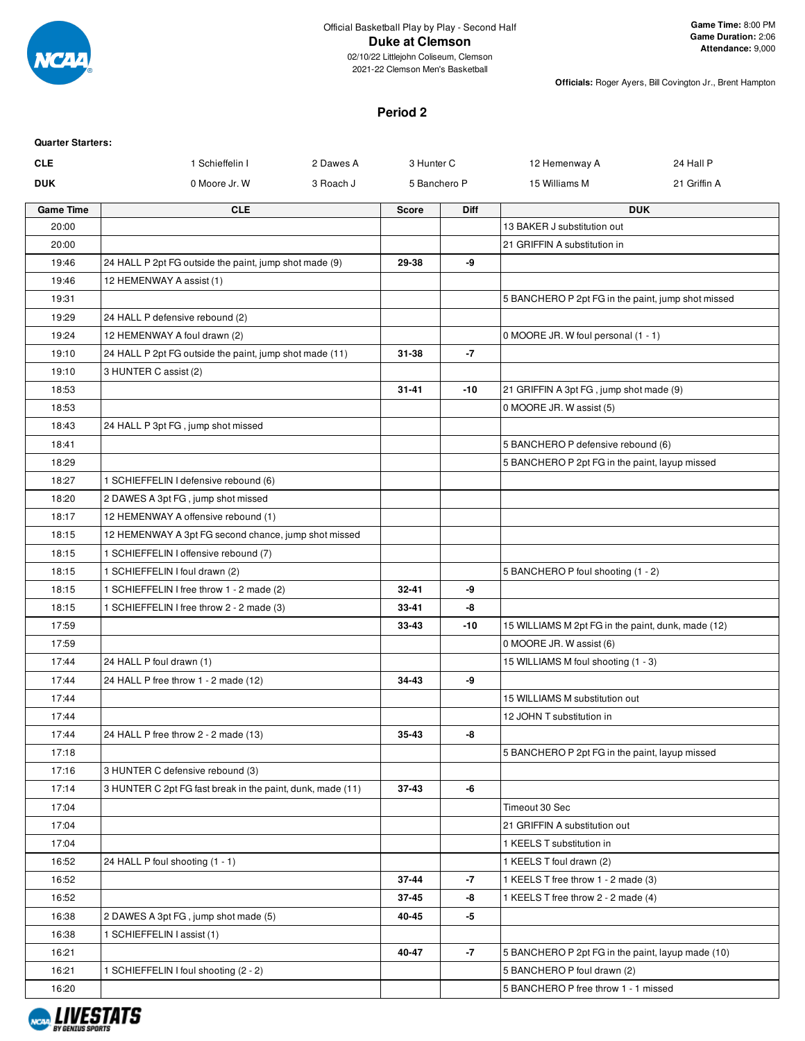Official Basketball Play by Play - Second Half

**Duke at Clemson**

02/10/22 Littlejohn Coliseum, Clemson

2021-22 Clemson Men's Basketball

**Game Time:** 8:00 PM
**Game Duration:** 2:06
**Attendance:** 9,000

**Officials:** Roger Ayers, Bill Covington Jr., Brent Hampton

## Period 2

**Quarter Starters:**

| | | | | | |
|---|---|---|---|---|---|
| **CLE** | 1 Schieffelin I | 2 Dawes A | 3 Hunter C | 12 Hemenway A | 24 Hall P |
| **DUK** | 0 Moore Jr. W | 3 Roach J | 5 Banchero P | 15 Williams M | 21 Griffin A |

| Game Time | CLE | Score | Diff | DUK |
|---|---|---|---|---|
| 20:00 | | | | 13 BAKER J substitution out |
| 20:00 | | | | 21 GRIFFIN A substitution in |
| 19:46 | 24 HALL P 2pt FG outside the paint, jump shot made (9) | **29-38** | **-9** | |
| 19:46 | 12 HEMENWAY A assist (1) | | | |
| 19:31 | | | | 5 BANCHERO P 2pt FG in the paint, jump shot missed |
| 19:29 | 24 HALL P defensive rebound (2) | | | |
| 19:24 | 12 HEMENWAY A foul drawn (2) | | | 0 MOORE JR. W foul personal (1 - 1) |
| 19:10 | 24 HALL P 2pt FG outside the paint, jump shot made (11) | **31-38** | **-7** | |
| 19:10 | 3 HUNTER C assist (2) | | | |
| 18:53 | | **31-41** | **-10** | 21 GRIFFIN A 3pt FG , jump shot made (9) |
| 18:53 | | | | 0 MOORE JR. W assist (5) |
| 18:43 | 24 HALL P 3pt FG , jump shot missed | | | |
| 18:41 | | | | 5 BANCHERO P defensive rebound (6) |
| 18:29 | | | | 5 BANCHERO P 2pt FG in the paint, layup missed |
| 18:27 | 1 SCHIEFFELIN I defensive rebound (6) | | | |
| 18:20 | 2 DAWES A 3pt FG , jump shot missed | | | |
| 18:17 | 12 HEMENWAY A offensive rebound (1) | | | |
| 18:15 | 12 HEMENWAY A 3pt FG second chance, jump shot missed | | | |
| 18:15 | 1 SCHIEFFELIN I offensive rebound (7) | | | |
| 18:15 | 1 SCHIEFFELIN I foul drawn (2) | | | 5 BANCHERO P foul shooting (1 - 2) |
| 18:15 | 1 SCHIEFFELIN I free throw 1 - 2 made (2) | **32-41** | **-9** | |
| 18:15 | 1 SCHIEFFELIN I free throw 2 - 2 made (3) | **33-41** | **-8** | |
| 17:59 | | **33-43** | **-10** | 15 WILLIAMS M 2pt FG in the paint, dunk, made (12) |
| 17:59 | | | | 0 MOORE JR. W assist (6) |
| 17:44 | 24 HALL P foul drawn (1) | | | 15 WILLIAMS M foul shooting (1 - 3) |
| 17:44 | 24 HALL P free throw 1 - 2 made (12) | **34-43** | **-9** | |
| 17:44 | | | | 15 WILLIAMS M substitution out |
| 17:44 | | | | 12 JOHN T substitution in |
| 17:44 | 24 HALL P free throw 2 - 2 made (13) | **35-43** | **-8** | |
| 17:18 | | | | 5 BANCHERO P 2pt FG in the paint, layup missed |
| 17:16 | 3 HUNTER C defensive rebound (3) | | | |
| 17:14 | 3 HUNTER C 2pt FG fast break in the paint, dunk, made (11) | **37-43** | **-6** | |
| 17:04 | | | | Timeout 30 Sec |
| 17:04 | | | | 21 GRIFFIN A substitution out |
| 17:04 | | | | 1 KEELS T substitution in |
| 16:52 | 24 HALL P foul shooting (1 - 1) | | | 1 KEELS T foul drawn (2) |
| 16:52 | | **37-44** | **-7** | 1 KEELS T free throw 1 - 2 made (3) |
| 16:52 | | **37-45** | **-8** | 1 KEELS T free throw 2 - 2 made (4) |
| 16:38 | 2 DAWES A 3pt FG , jump shot made (5) | **40-45** | **-5** | |
| 16:38 | 1 SCHIEFFELIN I assist (1) | | | |
| 16:21 | | **40-47** | **-7** | 5 BANCHERO P 2pt FG in the paint, layup made (10) |
| 16:21 | 1 SCHIEFFELIN I foul shooting (2 - 2) | | | 5 BANCHERO P foul drawn (2) |
| 16:20 | | | | 5 BANCHERO P free throw 1 - 1 missed |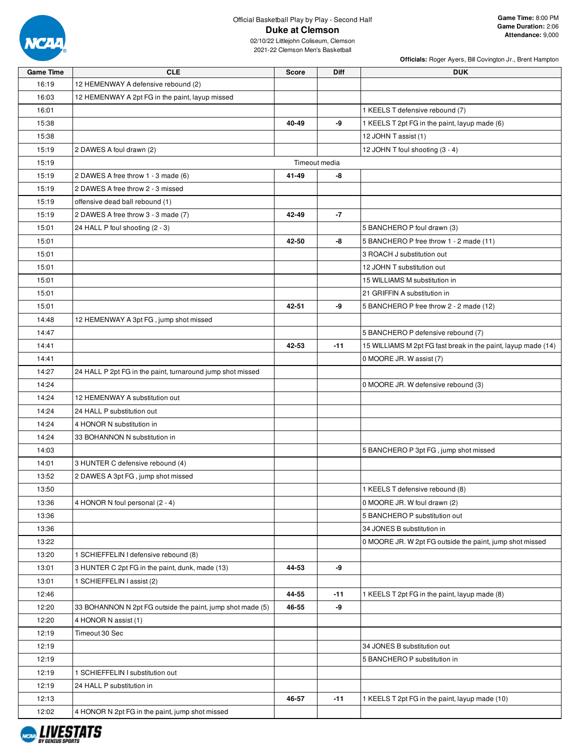Official Basketball Play by Play - Second Half

# Duke at Clemson

02/10/22 Littlejohn Coliseum, Clemson
2021-22 Clemson Men's Basketball

**Game Time:** 8:00 PM
**Game Duration:** 2:06
**Attendance:** 9,000

**Officials:** Roger Ayers, Bill Covington Jr., Brent Hampton

| Game Time | CLE | Score | Diff | DUK |
|---|---|---|---|---|
| 16:19 | 12 HEMENWAY A defensive rebound (2) | | | |
| 16:03 | 12 HEMENWAY A 2pt FG in the paint, layup missed | | | |
| 16:01 | | | | 1 KEELS T defensive rebound (7) |
| 15:38 | | 40-49 | -9 | 1 KEELS T 2pt FG in the paint, layup made (6) |
| 15:38 | | | | 12 JOHN T assist (1) |
| 15:19 | 2 DAWES A foul drawn (2) | | | 12 JOHN T foul shooting (3 - 4) |
| 15:19 | Timeout media | | | |
| 15:19 | 2 DAWES A free throw 1 - 3 made (6) | 41-49 | -8 | |
| 15:19 | 2 DAWES A free throw 2 - 3 missed | | | |
| 15:19 | offensive dead ball rebound (1) | | | |
| 15:19 | 2 DAWES A free throw 3 - 3 made (7) | 42-49 | -7 | |
| 15:01 | 24 HALL P foul shooting (2 - 3) | | | 5 BANCHERO P foul drawn (3) |
| 15:01 | | 42-50 | -8 | 5 BANCHERO P free throw 1 - 2 made (11) |
| 15:01 | | | | 3 ROACH J substitution out |
| 15:01 | | | | 12 JOHN T substitution out |
| 15:01 | | | | 15 WILLIAMS M substitution in |
| 15:01 | | | | 21 GRIFFIN A substitution in |
| 15:01 | | 42-51 | -9 | 5 BANCHERO P free throw 2 - 2 made (12) |
| 14:48 | 12 HEMENWAY A 3pt FG , jump shot missed | | | |
| 14:47 | | | | 5 BANCHERO P defensive rebound (7) |
| 14:41 | | 42-53 | -11 | 15 WILLIAMS M 2pt FG fast break in the paint, layup made (14) |
| 14:41 | | | | 0 MOORE JR. W assist (7) |
| 14:27 | 24 HALL P 2pt FG in the paint, turnaround jump shot missed | | | |
| 14:24 | | | | 0 MOORE JR. W defensive rebound (3) |
| 14:24 | 12 HEMENWAY A substitution out | | | |
| 14:24 | 24 HALL P substitution out | | | |
| 14:24 | 4 HONOR N substitution in | | | |
| 14:24 | 33 BOHANNON N substitution in | | | |
| 14:03 | | | | 5 BANCHERO P 3pt FG , jump shot missed |
| 14:01 | 3 HUNTER C defensive rebound (4) | | | |
| 13:52 | 2 DAWES A 3pt FG , jump shot missed | | | |
| 13:50 | | | | 1 KEELS T defensive rebound (8) |
| 13:36 | 4 HONOR N foul personal (2 - 4) | | | 0 MOORE JR. W foul drawn (2) |
| 13:36 | | | | 5 BANCHERO P substitution out |
| 13:36 | | | | 34 JONES B substitution in |
| 13:22 | | | | 0 MOORE JR. W 2pt FG outside the paint, jump shot missed |
| 13:20 | 1 SCHIEFFELIN I defensive rebound (8) | | | |
| 13:01 | 3 HUNTER C 2pt FG in the paint, dunk, made (13) | 44-53 | -9 | |
| 13:01 | 1 SCHIEFFELIN I assist (2) | | | |
| 12:46 | | 44-55 | -11 | 1 KEELS T 2pt FG in the paint, layup made (8) |
| 12:20 | 33 BOHANNON N 2pt FG outside the paint, jump shot made (5) | 46-55 | -9 | |
| 12:20 | 4 HONOR N assist (1) | | | |
| 12:19 | Timeout 30 Sec | | | |
| 12:19 | | | | 34 JONES B substitution out |
| 12:19 | | | | 5 BANCHERO P substitution in |
| 12:19 | 1 SCHIEFFELIN I substitution out | | | |
| 12:19 | 24 HALL P substitution in | | | |
| 12:13 | | 46-57 | -11 | 1 KEELS T 2pt FG in the paint, layup made (10) |
| 12:02 | 4 HONOR N 2pt FG in the paint, jump shot missed | | | |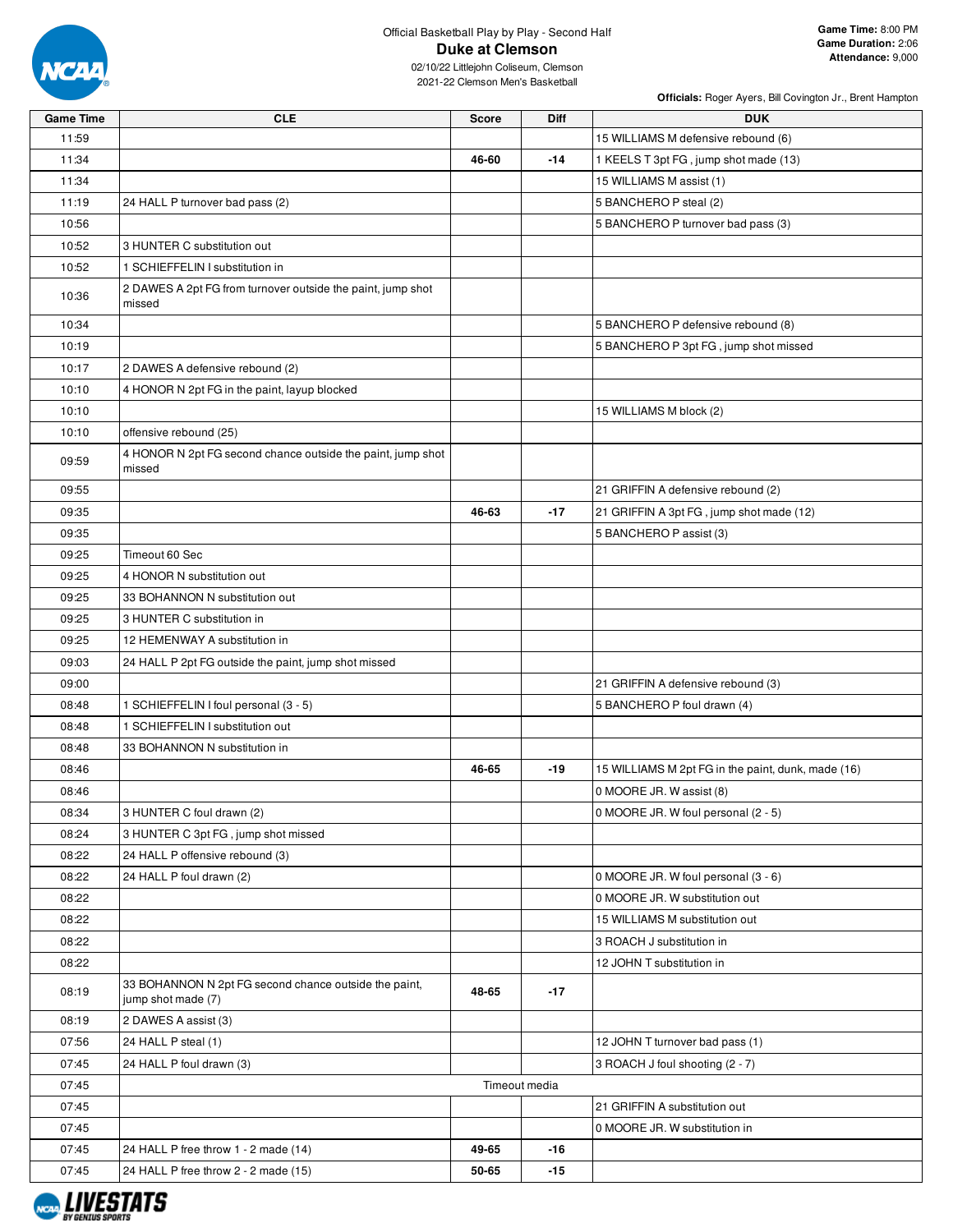Official Basketball Play by Play - Second Half

# Duke at Clemson

02/10/22 Littlejohn Coliseum, Clemson
2021-22 Clemson Men's Basketball

**Game Time:** 8:00 PM
**Game Duration:** 2:06
**Attendance:** 9,000

**Officials:** Roger Ayers, Bill Covington Jr., Brent Hampton

| Game Time | CLE | Score | Diff | DUK |
|---|---|---|---|---|
| 11:59 | | | | 15 WILLIAMS M defensive rebound (6) |
| 11:34 | | 46-60 | -14 | 1 KEELS T 3pt FG , jump shot made (13) |
| 11:34 | | | | 15 WILLIAMS M assist (1) |
| 11:19 | 24 HALL P turnover bad pass (2) | | | 5 BANCHERO P steal (2) |
| 10:56 | | | | 5 BANCHERO P turnover bad pass (3) |
| 10:52 | 3 HUNTER C substitution out | | | |
| 10:52 | 1 SCHIEFFELIN I substitution in | | | |
| 10:36 | 2 DAWES A 2pt FG from turnover outside the paint, jump shot missed | | | |
| 10:34 | | | | 5 BANCHERO P defensive rebound (8) |
| 10:19 | | | | 5 BANCHERO P 3pt FG , jump shot missed |
| 10:17 | 2 DAWES A defensive rebound (2) | | | |
| 10:10 | 4 HONOR N 2pt FG in the paint, layup blocked | | | |
| 10:10 | | | | 15 WILLIAMS M block (2) |
| 10:10 | offensive rebound (25) | | | |
| 09:59 | 4 HONOR N 2pt FG second chance outside the paint, jump shot missed | | | |
| 09:55 | | | | 21 GRIFFIN A defensive rebound (2) |
| 09:35 | | 46-63 | -17 | 21 GRIFFIN A 3pt FG , jump shot made (12) |
| 09:35 | | | | 5 BANCHERO P assist (3) |
| 09:25 | Timeout 60 Sec | | | |
| 09:25 | 4 HONOR N substitution out | | | |
| 09:25 | 33 BOHANNON N substitution out | | | |
| 09:25 | 3 HUNTER C substitution in | | | |
| 09:25 | 12 HEMENWAY A substitution in | | | |
| 09:03 | 24 HALL P 2pt FG outside the paint, jump shot missed | | | |
| 09:00 | | | | 21 GRIFFIN A defensive rebound (3) |
| 08:48 | 1 SCHIEFFELIN I foul personal (3 - 5) | | | 5 BANCHERO P foul drawn (4) |
| 08:48 | 1 SCHIEFFELIN I substitution out | | | |
| 08:48 | 33 BOHANNON N substitution in | | | |
| 08:46 | | 46-65 | -19 | 15 WILLIAMS M 2pt FG in the paint, dunk, made (16) |
| 08:46 | | | | 0 MOORE JR. W assist (8) |
| 08:34 | 3 HUNTER C foul drawn (2) | | | 0 MOORE JR. W foul personal (2 - 5) |
| 08:24 | 3 HUNTER C 3pt FG , jump shot missed | | | |
| 08:22 | 24 HALL P offensive rebound (3) | | | |
| 08:22 | 24 HALL P foul drawn (2) | | | 0 MOORE JR. W foul personal (3 - 6) |
| 08:22 | | | | 0 MOORE JR. W substitution out |
| 08:22 | | | | 15 WILLIAMS M substitution out |
| 08:22 | | | | 3 ROACH J substitution in |
| 08:22 | | | | 12 JOHN T substitution in |
| 08:19 | 33 BOHANNON N 2pt FG second chance outside the paint, jump shot made (7) | 48-65 | -17 | |
| 08:19 | 2 DAWES A assist (3) | | | |
| 07:56 | 24 HALL P steal (1) | | | 12 JOHN T turnover bad pass (1) |
| 07:45 | 24 HALL P foul drawn (3) | | | 3 ROACH J foul shooting (2 - 7) |
| 07:45 | Timeout media | | | |
| 07:45 | | | | 21 GRIFFIN A substitution out |
| 07:45 | | | | 0 MOORE JR. W substitution in |
| 07:45 | 24 HALL P free throw 1 - 2 made (14) | 49-65 | -16 | |
| 07:45 | 24 HALL P free throw 2 - 2 made (15) | 50-65 | -15 | |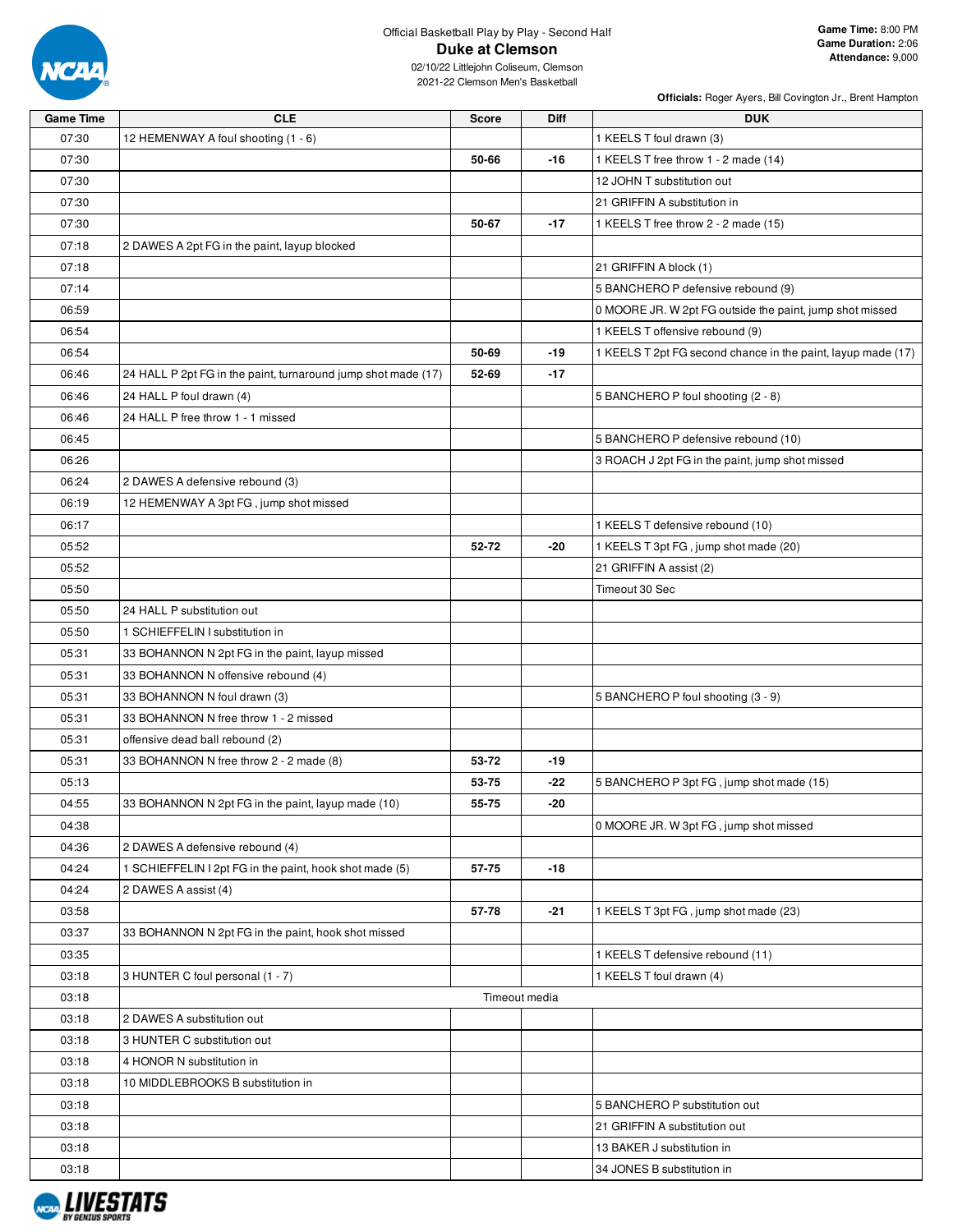Official Basketball Play by Play - Second Half

# Duke at Clemson

02/10/22 Littlejohn Coliseum, Clemson
2021-22 Clemson Men's Basketball

**Game Time:** 8:00 PM
**Game Duration:** 2:06
**Attendance:** 9,000

**Officials:** Roger Ayers, Bill Covington Jr., Brent Hampton

| Game Time | CLE | Score | Diff | DUK |
|---|---|---|---|---|
| 07:30 | 12 HEMENWAY A foul shooting (1 - 6) | | | 1 KEELS T foul drawn (3) |
| 07:30 | | 50-66 | -16 | 1 KEELS T free throw 1 - 2 made (14) |
| 07:30 | | | | 12 JOHN T substitution out |
| 07:30 | | | | 21 GRIFFIN A substitution in |
| 07:30 | | 50-67 | -17 | 1 KEELS T free throw 2 - 2 made (15) |
| 07:18 | 2 DAWES A 2pt FG in the paint, layup blocked | | | |
| 07:18 | | | | 21 GRIFFIN A block (1) |
| 07:14 | | | | 5 BANCHERO P defensive rebound (9) |
| 06:59 | | | | 0 MOORE JR. W 2pt FG outside the paint, jump shot missed |
| 06:54 | | | | 1 KEELS T offensive rebound (9) |
| 06:54 | | 50-69 | -19 | 1 KEELS T 2pt FG second chance in the paint, layup made (17) |
| 06:46 | 24 HALL P 2pt FG in the paint, turnaround jump shot made (17) | 52-69 | -17 | |
| 06:46 | 24 HALL P foul drawn (4) | | | 5 BANCHERO P foul shooting (2 - 8) |
| 06:46 | 24 HALL P free throw 1 - 1 missed | | | |
| 06:45 | | | | 5 BANCHERO P defensive rebound (10) |
| 06:26 | | | | 3 ROACH J 2pt FG in the paint, jump shot missed |
| 06:24 | 2 DAWES A defensive rebound (3) | | | |
| 06:19 | 12 HEMENWAY A 3pt FG , jump shot missed | | | |
| 06:17 | | | | 1 KEELS T defensive rebound (10) |
| 05:52 | | 52-72 | -20 | 1 KEELS T 3pt FG , jump shot made (20) |
| 05:52 | | | | 21 GRIFFIN A assist (2) |
| 05:50 | | | | Timeout 30 Sec |
| 05:50 | 24 HALL P substitution out | | | |
| 05:50 | 1 SCHIEFFELIN I substitution in | | | |
| 05:31 | 33 BOHANNON N 2pt FG in the paint, layup missed | | | |
| 05:31 | 33 BOHANNON N offensive rebound (4) | | | |
| 05:31 | 33 BOHANNON N foul drawn (3) | | | 5 BANCHERO P foul shooting (3 - 9) |
| 05:31 | 33 BOHANNON N free throw 1 - 2 missed | | | |
| 05:31 | offensive dead ball rebound (2) | | | |
| 05:31 | 33 BOHANNON N free throw 2 - 2 made (8) | 53-72 | -19 | |
| 05:13 | | 53-75 | -22 | 5 BANCHERO P 3pt FG , jump shot made (15) |
| 04:55 | 33 BOHANNON N 2pt FG in the paint, layup made (10) | 55-75 | -20 | |
| 04:38 | | | | 0 MOORE JR. W 3pt FG , jump shot missed |
| 04:36 | 2 DAWES A defensive rebound (4) | | | |
| 04:24 | 1 SCHIEFFELIN I 2pt FG in the paint, hook shot made (5) | 57-75 | -18 | |
| 04:24 | 2 DAWES A assist (4) | | | |
| 03:58 | | 57-78 | -21 | 1 KEELS T 3pt FG , jump shot made (23) |
| 03:37 | 33 BOHANNON N 2pt FG in the paint, hook shot missed | | | |
| 03:35 | | | | 1 KEELS T defensive rebound (11) |
| 03:18 | 3 HUNTER C foul personal (1 - 7) | | | 1 KEELS T foul drawn (4) |
| 03:18 | | Timeout media | | |
| 03:18 | 2 DAWES A substitution out | | | |
| 03:18 | 3 HUNTER C substitution out | | | |
| 03:18 | 4 HONOR N substitution in | | | |
| 03:18 | 10 MIDDLEBROOKS B substitution in | | | |
| 03:18 | | | | 5 BANCHERO P substitution out |
| 03:18 | | | | 21 GRIFFIN A substitution out |
| 03:18 | | | | 13 BAKER J substitution in |
| 03:18 | | | | 34 JONES B substitution in |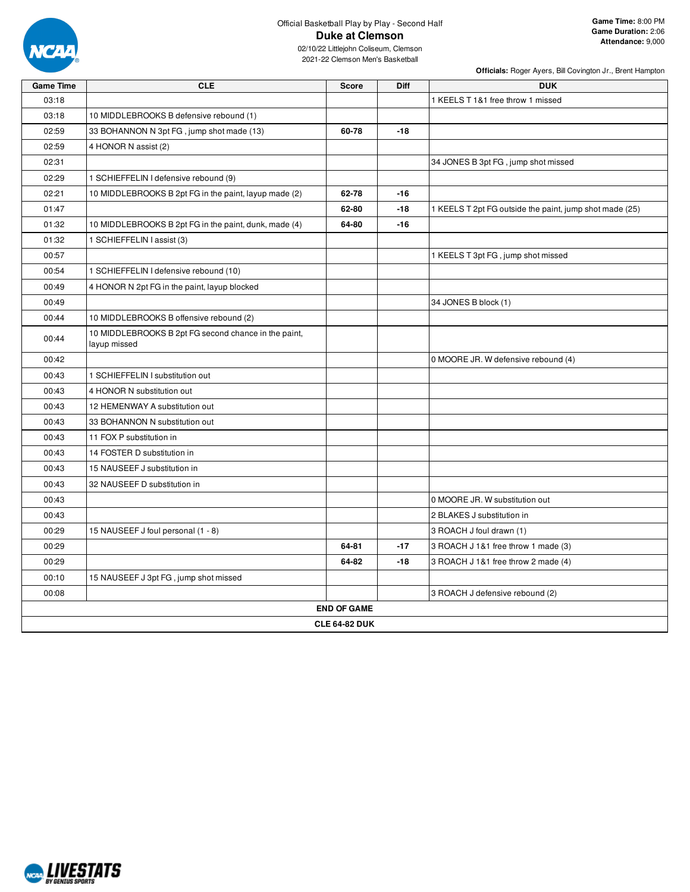Official Basketball Play by Play - Second Half

# Duke at Clemson

02/10/22 Littlejohn Coliseum, Clemson
2021-22 Clemson Men's Basketball

**Game Time:** 8:00 PM
**Game Duration:** 2:06
**Attendance:** 9,000

**Officials:** Roger Ayers, Bill Covington Jr., Brent Hampton

| Game Time | CLE | Score | Diff | DUK |
|---|---|---|---|---|
| 03:18 | | | | 1 KEELS T 1&1 free throw 1 missed |
| 03:18 | 10 MIDDLEBROOKS B defensive rebound (1) | | | |
| 02:59 | 33 BOHANNON N 3pt FG , jump shot made (13) | 60-78 | -18 | |
| 02:59 | 4 HONOR N assist (2) | | | |
| 02:31 | | | | 34 JONES B 3pt FG , jump shot missed |
| 02:29 | 1 SCHIEFFELIN I defensive rebound (9) | | | |
| 02:21 | 10 MIDDLEBROOKS B 2pt FG in the paint, layup made (2) | 62-78 | -16 | |
| 01:47 | | 62-80 | -18 | 1 KEELS T 2pt FG outside the paint, jump shot made (25) |
| 01:32 | 10 MIDDLEBROOKS B 2pt FG in the paint, dunk, made (4) | 64-80 | -16 | |
| 01:32 | 1 SCHIEFFELIN I assist (3) | | | |
| 00:57 | | | | 1 KEELS T 3pt FG , jump shot missed |
| 00:54 | 1 SCHIEFFELIN I defensive rebound (10) | | | |
| 00:49 | 4 HONOR N 2pt FG in the paint, layup blocked | | | |
| 00:49 | | | | 34 JONES B block (1) |
| 00:44 | 10 MIDDLEBROOKS B offensive rebound (2) | | | |
| 00:44 | 10 MIDDLEBROOKS B 2pt FG second chance in the paint, layup missed | | | |
| 00:42 | | | | 0 MOORE JR. W defensive rebound (4) |
| 00:43 | 1 SCHIEFFELIN I substitution out | | | |
| 00:43 | 4 HONOR N substitution out | | | |
| 00:43 | 12 HEMENWAY A substitution out | | | |
| 00:43 | 33 BOHANNON N substitution out | | | |
| 00:43 | 11 FOX P substitution in | | | |
| 00:43 | 14 FOSTER D substitution in | | | |
| 00:43 | 15 NAUSEEF J substitution in | | | |
| 00:43 | 32 NAUSEEF D substitution in | | | |
| 00:43 | | | | 0 MOORE JR. W substitution out |
| 00:43 | | | | 2 BLAKES J substitution in |
| 00:29 | 15 NAUSEEF J foul personal (1 - 8) | | | 3 ROACH J foul drawn (1) |
| 00:29 | | 64-81 | -17 | 3 ROACH J 1&1 free throw 1 made (3) |
| 00:29 | | 64-82 | -18 | 3 ROACH J 1&1 free throw 2 made (4) |
| 00:10 | 15 NAUSEEF J 3pt FG , jump shot missed | | | |
| 00:08 | | | | 3 ROACH J defensive rebound (2) |
| **END OF GAME** | | | | |
| **CLE 64-82 DUK** | | | | |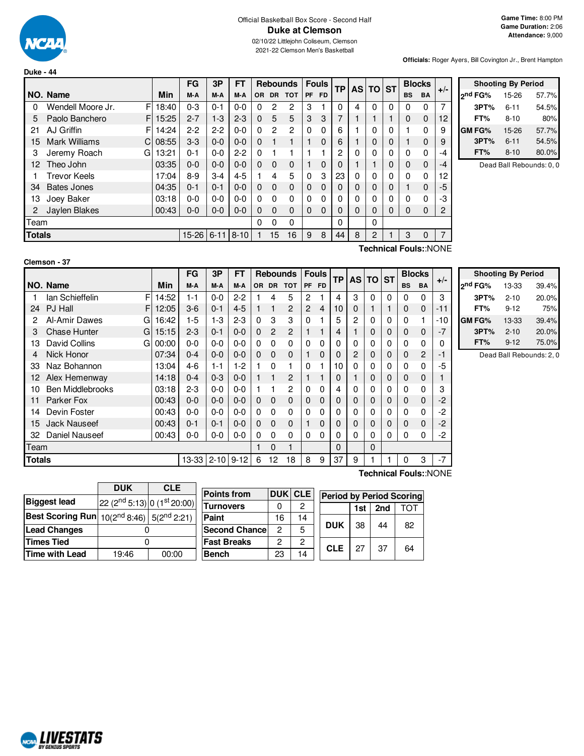Official Basketball Box Score - Second Half

# Duke at Clemson

02/10/22 Littlejohn Coliseum, Clemson
2021-22 Clemson Men's Basketball

**Game Time:** 8:00 PM
**Game Duration:** 2:06
**Attendance:** 9,000

**Officials:** Roger Ayers, Bill Covington Jr., Brent Hampton

## Duke - 44

| NO. | Name | | Min | FG M-A | 3P M-A | FT M-A | OR | DR | TOT | PF | FD | TP | AS | TO | ST | BS | BA | +/- |
|---|---|---|---|---|---|---|---|---|---|---|---|---|---|---|---|---|---|---|
| 0 | Wendell Moore Jr. | F | 18:40 | 0-3 | 0-1 | 0-0 | 0 | 2 | 2 | 3 | 1 | 0 | 4 | 0 | 0 | 0 | 0 | 7 |
| 5 | Paolo Banchero | F | 15:25 | 2-7 | 1-3 | 2-3 | 0 | 5 | 5 | 3 | 3 | 7 | 1 | 1 | 1 | 0 | 0 | 12 |
| 21 | AJ Griffin | F | 14:24 | 2-2 | 2-2 | 0-0 | 0 | 2 | 2 | 0 | 0 | 6 | 1 | 0 | 0 | 1 | 0 | 9 |
| 15 | Mark Williams | C | 08:55 | 3-3 | 0-0 | 0-0 | 0 | 1 | 1 | 1 | 0 | 6 | 1 | 0 | 0 | 1 | 0 | 9 |
| 3 | Jeremy Roach | G | 13:21 | 0-1 | 0-0 | 2-2 | 0 | 1 | 1 | 1 | 1 | 2 | 0 | 0 | 0 | 0 | 0 | -4 |
| 12 | Theo John | | 03:35 | 0-0 | 0-0 | 0-0 | 0 | 0 | 0 | 1 | 0 | 0 | 1 | 1 | 0 | 0 | 0 | -4 |
| 1 | Trevor Keels | | 17:04 | 8-9 | 3-4 | 4-5 | 1 | 4 | 5 | 0 | 3 | 23 | 0 | 0 | 0 | 0 | 0 | 12 |
| 34 | Bates Jones | | 04:35 | 0-1 | 0-1 | 0-0 | 0 | 0 | 0 | 0 | 0 | 0 | 0 | 0 | 0 | 1 | 0 | -5 |
| 13 | Joey Baker | | 03:18 | 0-0 | 0-0 | 0-0 | 0 | 0 | 0 | 0 | 0 | 0 | 0 | 0 | 0 | 0 | 0 | -3 |
| 2 | Jaylen Blakes | | 00:43 | 0-0 | 0-0 | 0-0 | 0 | 0 | 0 | 0 | 0 | 0 | 0 | 0 | 0 | 0 | 0 | 2 |
| | Team | | | | | | 0 | 0 | 0 | | | 0 | | 0 | | | | |
| | **Totals** | | | 15-26 | 6-11 | 8-10 | 1 | 15 | 16 | 9 | 8 | 44 | 8 | 2 | 1 | 3 | 0 | 7 |

Technical Fouls::NONE

| Shooting By Period | | |
|---|---|---|
| 2nd FG% | 15-26 | 57.7% |
| 3PT% | 6-11 | 54.5% |
| FT% | 8-10 | 80% |
| GM FG% | 15-26 | 57.7% |
| 3PT% | 6-11 | 54.5% |
| FT% | 8-10 | 80.0% |

Dead Ball Rebounds: 0, 0

## Clemson - 37

| NO. | Name | | Min | FG M-A | 3P M-A | FT M-A | OR | DR | TOT | PF | FD | TP | AS | TO | ST | BS | BA | +/- |
|---|---|---|---|---|---|---|---|---|---|---|---|---|---|---|---|---|---|---|
| 1 | Ian Schieffelin | F | 14:52 | 1-1 | 0-0 | 2-2 | 1 | 4 | 5 | 2 | 1 | 4 | 3 | 0 | 0 | 0 | 0 | 3 |
| 24 | PJ Hall | F | 12:05 | 3-6 | 0-1 | 4-5 | 1 | 1 | 2 | 2 | 4 | 10 | 0 | 1 | 1 | 0 | 0 | -11 |
| 2 | Al-Amir Dawes | G | 16:42 | 1-5 | 1-3 | 2-3 | 0 | 3 | 3 | 0 | 1 | 5 | 2 | 0 | 0 | 0 | 1 | -10 |
| 3 | Chase Hunter | G | 15:15 | 2-3 | 0-1 | 0-0 | 0 | 2 | 2 | 1 | 1 | 4 | 1 | 0 | 0 | 0 | 0 | -7 |
| 13 | David Collins | G | 00:00 | 0-0 | 0-0 | 0-0 | 0 | 0 | 0 | 0 | 0 | 0 | 0 | 0 | 0 | 0 | 0 | 0 |
| 4 | Nick Honor | | 07:34 | 0-4 | 0-0 | 0-0 | 0 | 0 | 0 | 1 | 0 | 0 | 2 | 0 | 0 | 0 | 2 | -1 |
| 33 | Naz Bohannon | | 13:04 | 4-6 | 1-1 | 1-2 | 1 | 0 | 1 | 0 | 1 | 10 | 0 | 0 | 0 | 0 | 0 | -5 |
| 12 | Alex Hemenway | | 14:18 | 0-4 | 0-3 | 0-0 | 1 | 1 | 2 | 1 | 1 | 0 | 1 | 0 | 0 | 0 | 0 | 1 |
| 10 | Ben Middlebrooks | | 03:18 | 2-3 | 0-0 | 0-0 | 1 | 1 | 2 | 0 | 0 | 4 | 0 | 0 | 0 | 0 | 0 | 3 |
| 11 | Parker Fox | | 00:43 | 0-0 | 0-0 | 0-0 | 0 | 0 | 0 | 0 | 0 | 0 | 0 | 0 | 0 | 0 | 0 | -2 |
| 14 | Devin Foster | | 00:43 | 0-0 | 0-0 | 0-0 | 0 | 0 | 0 | 0 | 0 | 0 | 0 | 0 | 0 | 0 | 0 | -2 |
| 15 | Jack Nauseef | | 00:43 | 0-1 | 0-1 | 0-0 | 0 | 0 | 0 | 1 | 0 | 0 | 0 | 0 | 0 | 0 | 0 | -2 |
| 32 | Daniel Nauseef | | 00:43 | 0-0 | 0-0 | 0-0 | 0 | 0 | 0 | 0 | 0 | 0 | 0 | 0 | 0 | 0 | 0 | -2 |
| | Team | | | | | | 1 | 0 | 1 | | | 0 | | 0 | | | | |
| | **Totals** | | | 13-33 | 2-10 | 9-12 | 6 | 12 | 18 | 8 | 9 | 37 | 9 | 1 | 1 | 0 | 3 | -7 |

Technical Fouls::NONE

| Shooting By Period | | |
|---|---|---|
| 2nd FG% | 13-33 | 39.4% |
| 3PT% | 2-10 | 20.0% |
| FT% | 9-12 | 75% |
| GM FG% | 13-33 | 39.4% |
| 3PT% | 2-10 | 20.0% |
| FT% | 9-12 | 75.0% |

Dead Ball Rebounds: 2, 0

| | DUK | CLE |
|---|---|---|
| **Biggest lead** | 22 (2nd 5:13) | 0 (1st 20:00) |
| **Best Scoring Run** | 10(2nd 8:46) | 5(2nd 2:21) |
| **Lead Changes** | 0 | |
| **Times Tied** | 0 | |
| **Time with Lead** | 19:46 | 00:00 |

| Points from | DUK | CLE |
|---|---|---|
| Turnovers | 0 | 2 |
| Paint | 16 | 14 |
| Second Chance | 2 | 5 |
| Fast Breaks | 2 | 2 |
| Bench | 23 | 14 |

| Period by Period Scoring | 1st | 2nd | TOT |
|---|---|---|---|
| DUK | 38 | 44 | 82 |
| CLE | 27 | 37 | 64 |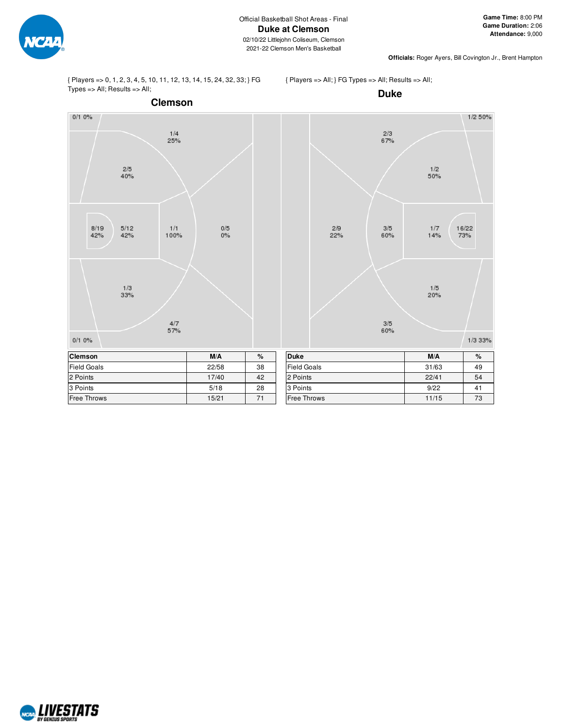Official Basketball Shot Areas - Final

# Duke at Clemson

02/10/22 Littlejohn Coliseum, Clemson
2021-22 Clemson Men's Basketball

**Game Time:** 8:00 PM
**Game Duration:** 2:06
**Attendance:** 9,000

**Officials:** Roger Ayers, Bill Covington Jr., Brent Hampton

{ Players => 0, 1, 2, 3, 4, 5, 10, 11, 12, 13, 14, 15, 24, 32, 33; } FG Types => All; Results => All;

## Clemson

0/1 0%
1/4 25%
2/5 40%
8/19 42%
5/12 42%
1/1 100%
0/5 0%
1/3 33%
4/7 57%
0/1 0%

{ Players => All; } FG Types => All; Results => All;

## Duke

2/3 67%
1/2 50%
1/2 50%
2/9 22%
3/5 60%
1/7 14%
16/22 73%
1/5 20%
3/5 60%
1/3 33%

| Clemson | M/A | % |
|---|---|---|
| Field Goals | 22/58 | 38 |
| 2 Points | 17/40 | 42 |
| 3 Points | 5/18 | 28 |
| Free Throws | 15/21 | 71 |

| Duke | M/A | % |
|---|---|---|
| Field Goals | 31/63 | 49 |
| 2 Points | 22/41 | 54 |
| 3 Points | 9/22 | 41 |
| Free Throws | 11/15 | 73 |